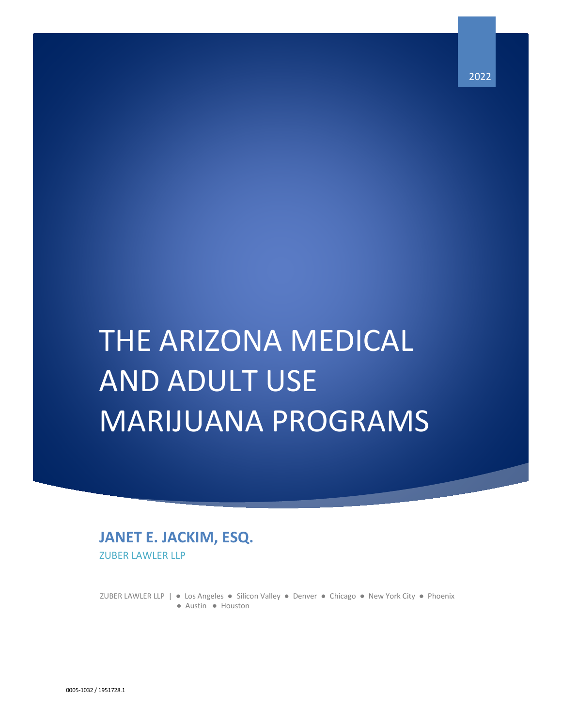2022

# THE ARIZONA MEDICAL AND ADULT USE MARIJUANA PROGRAMS

**JANET E. JACKIM, ESQ.**

ZUBER LAWLER LLP

ZUBER LAWLER LLP | ● Los Angeles ● Silicon Valley ● Denver ● Chicago ● New York City ● Phoenix ● Austin ● Houston

0005-1032 / 1951728.1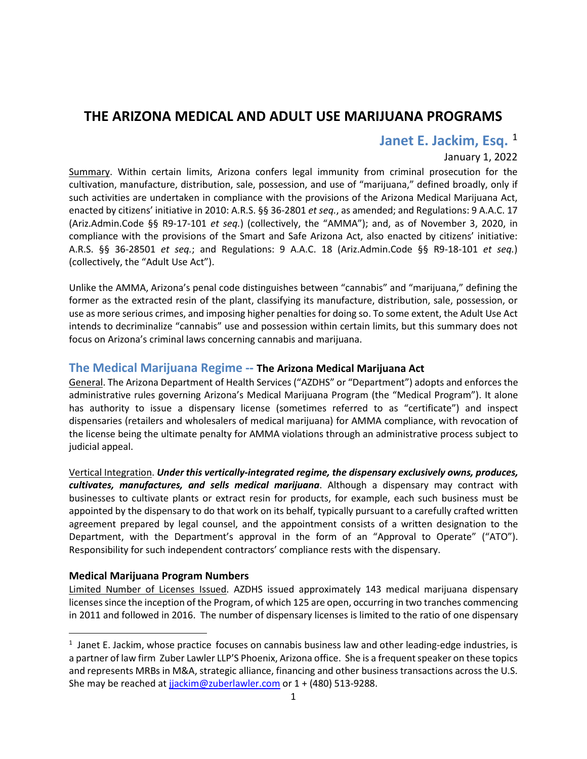# THE ARIZONA MEDICAL AND ADULT USE MARIJUANA PROGRAMS

## Janet E. Jackim, Esq. [1]

January 1, 2022

Summary. Within certain limits, Arizona confers legal immunity from criminal prosecution for the cultivation, manufacture, distribution, sale, possession, and use of "marijuana," defined broadly, only if such activities are undertaken in compliance with the provisions of the Arizona Medical Marijuana Act, enacted by citizens' initiative in 2010: A.R.S. §§ 36-2801 *et seq.*, as amended; and Regulations: 9 A.A.C. 17 (Ariz.Admin.Code §§ R9-17-101 *et seq.*) (collectively, the "AMMA"); and, as of November 3, 2020, in compliance with the provisions of the Smart and Safe Arizona Act, also enacted by citizens' initiative: A.R.S. §§ 36-28501 *et seq.*; and Regulations: 9 A.A.C. 18 (Ariz.Admin.Code §§ R9-18-101 *et seq.*) (collectively, the "Adult Use Act").

Unlike the AMMA, Arizona's penal code distinguishes between "cannabis" and "marijuana," defining the former as the extracted resin of the plant, classifying its manufacture, distribution, sale, possession, or use as more serious crimes, and imposing higher penalties for doing so. To some extent, the Adult Use Act intends to decriminalize "cannabis" use and possession within certain limits, but this summary does not focus on Arizona's criminal laws concerning cannabis and marijuana.

## The Medical Marijuana Regime -- **The Arizona Medical Marijuana Act**

General. The Arizona Department of Health Services ("AZDHS" or "Department") adopts and enforces the administrative rules governing Arizona's Medical Marijuana Program (the "Medical Program"). It alone has authority to issue a dispensary license (sometimes referred to as "certificate") and inspect dispensaries (retailers and wholesalers of medical marijuana) for AMMA compliance, with revocation of the license being the ultimate penalty for AMMA violations through an administrative process subject to judicial appeal.

Vertical Integration. ***Under this vertically-integrated regime, the dispensary exclusively owns, produces, cultivates, manufactures, and sells medical marijuana***. Although a dispensary may contract with businesses to cultivate plants or extract resin for products, for example, each such business must be appointed by the dispensary to do that work on its behalf, typically pursuant to a carefully crafted written agreement prepared by legal counsel, and the appointment consists of a written designation to the Department, with the Department's approval in the form of an "Approval to Operate" ("ATO"). Responsibility for such independent contractors' compliance rests with the dispensary.

### Medical Marijuana Program Numbers

Limited Number of Licenses Issued. AZDHS issued approximately 143 medical marijuana dispensary licenses since the inception of the Program, of which 125 are open, occurring in two tranches commencing in 2011 and followed in 2016. The number of dispensary licenses is limited to the ratio of one dispensary

---

[1] Janet E. Jackim, whose practice focuses on cannabis business law and other leading-edge industries, is a partner of law firm Zuber Lawler LLP'S Phoenix, Arizona office. She is a frequent speaker on these topics and represents MRBs in M&A, strategic alliance, financing and other business transactions across the U.S. She may be reached at jjackim@zuberlawler.com or 1 + (480) 513-9288.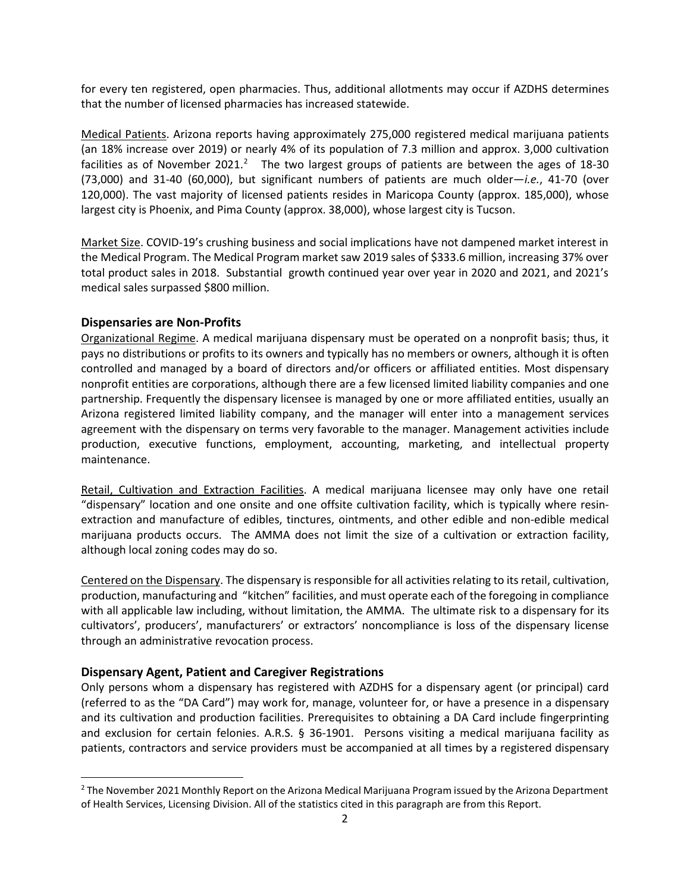for every ten registered, open pharmacies. Thus, additional allotments may occur if AZDHS determines that the number of licensed pharmacies has increased statewide.

Medical Patients. Arizona reports having approximately 275,000 registered medical marijuana patients (an 18% increase over 2019) or nearly 4% of its population of 7.3 million and approx. 3,000 cultivation facilities as of November 2021.[2] The two largest groups of patients are between the ages of 18-30 (73,000) and 31-40 (60,000), but significant numbers of patients are much older—*i.e.*, 41-70 (over 120,000). The vast majority of licensed patients resides in Maricopa County (approx. 185,000), whose largest city is Phoenix, and Pima County (approx. 38,000), whose largest city is Tucson.

Market Size. COVID-19's crushing business and social implications have not dampened market interest in the Medical Program. The Medical Program market saw 2019 sales of $333.6 million, increasing 37% over total product sales in 2018. Substantial growth continued year over year in 2020 and 2021, and 2021's medical sales surpassed $800 million.

## Dispensaries are Non-Profits

Organizational Regime. A medical marijuana dispensary must be operated on a nonprofit basis; thus, it pays no distributions or profits to its owners and typically has no members or owners, although it is often controlled and managed by a board of directors and/or officers or affiliated entities. Most dispensary nonprofit entities are corporations, although there are a few licensed limited liability companies and one partnership. Frequently the dispensary licensee is managed by one or more affiliated entities, usually an Arizona registered limited liability company, and the manager will enter into a management services agreement with the dispensary on terms very favorable to the manager. Management activities include production, executive functions, employment, accounting, marketing, and intellectual property maintenance.

Retail, Cultivation and Extraction Facilities. A medical marijuana licensee may only have one retail "dispensary" location and one onsite and one offsite cultivation facility, which is typically where resin-extraction and manufacture of edibles, tinctures, ointments, and other edible and non-edible medical marijuana products occurs. The AMMA does not limit the size of a cultivation or extraction facility, although local zoning codes may do so.

Centered on the Dispensary. The dispensary is responsible for all activities relating to its retail, cultivation, production, manufacturing and "kitchen" facilities, and must operate each of the foregoing in compliance with all applicable law including, without limitation, the AMMA. The ultimate risk to a dispensary for its cultivators', producers', manufacturers' or extractors' noncompliance is loss of the dispensary license through an administrative revocation process.

## Dispensary Agent, Patient and Caregiver Registrations

Only persons whom a dispensary has registered with AZDHS for a dispensary agent (or principal) card (referred to as the "DA Card") may work for, manage, volunteer for, or have a presence in a dispensary and its cultivation and production facilities. Prerequisites to obtaining a DA Card include fingerprinting and exclusion for certain felonies. A.R.S. § 36-1901. Persons visiting a medical marijuana facility as patients, contractors and service providers must be accompanied at all times by a registered dispensary

---

[2] The November 2021 Monthly Report on the Arizona Medical Marijuana Program issued by the Arizona Department of Health Services, Licensing Division. All of the statistics cited in this paragraph are from this Report.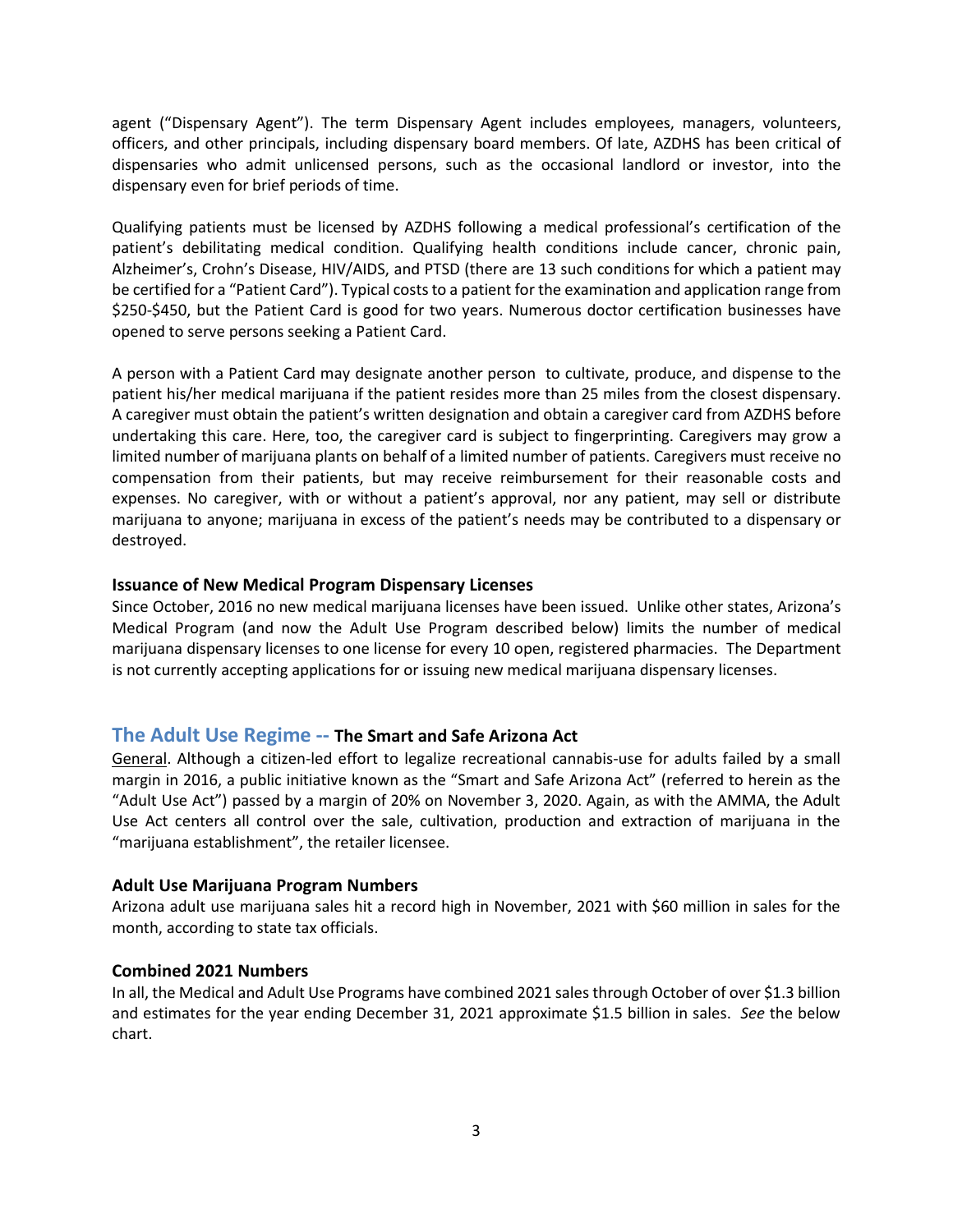agent ("Dispensary Agent"). The term Dispensary Agent includes employees, managers, volunteers, officers, and other principals, including dispensary board members. Of late, AZDHS has been critical of dispensaries who admit unlicensed persons, such as the occasional landlord or investor, into the dispensary even for brief periods of time.

Qualifying patients must be licensed by AZDHS following a medical professional's certification of the patient's debilitating medical condition. Qualifying health conditions include cancer, chronic pain, Alzheimer's, Crohn's Disease, HIV/AIDS, and PTSD (there are 13 such conditions for which a patient may be certified for a "Patient Card"). Typical costs to a patient for the examination and application range from $250-$450, but the Patient Card is good for two years. Numerous doctor certification businesses have opened to serve persons seeking a Patient Card.

A person with a Patient Card may designate another person to cultivate, produce, and dispense to the patient his/her medical marijuana if the patient resides more than 25 miles from the closest dispensary. A caregiver must obtain the patient's written designation and obtain a caregiver card from AZDHS before undertaking this care. Here, too, the caregiver card is subject to fingerprinting. Caregivers may grow a limited number of marijuana plants on behalf of a limited number of patients. Caregivers must receive no compensation from their patients, but may receive reimbursement for their reasonable costs and expenses. No caregiver, with or without a patient's approval, nor any patient, may sell or distribute marijuana to anyone; marijuana in excess of the patient's needs may be contributed to a dispensary or destroyed.

### Issuance of New Medical Program Dispensary Licenses

Since October, 2016 no new medical marijuana licenses have been issued. Unlike other states, Arizona's Medical Program (and now the Adult Use Program described below) limits the number of medical marijuana dispensary licenses to one license for every 10 open, registered pharmacies. The Department is not currently accepting applications for or issuing new medical marijuana dispensary licenses.

## The Adult Use Regime -- The Smart and Safe Arizona Act

General. Although a citizen-led effort to legalize recreational cannabis-use for adults failed by a small margin in 2016, a public initiative known as the "Smart and Safe Arizona Act" (referred to herein as the "Adult Use Act") passed by a margin of 20% on November 3, 2020. Again, as with the AMMA, the Adult Use Act centers all control over the sale, cultivation, production and extraction of marijuana in the "marijuana establishment", the retailer licensee.

### Adult Use Marijuana Program Numbers

Arizona adult use marijuana sales hit a record high in November, 2021 with $60 million in sales for the month, according to state tax officials.

### Combined 2021 Numbers

In all, the Medical and Adult Use Programs have combined 2021 sales through October of over $1.3 billion and estimates for the year ending December 31, 2021 approximate $1.5 billion in sales. *See* the below chart.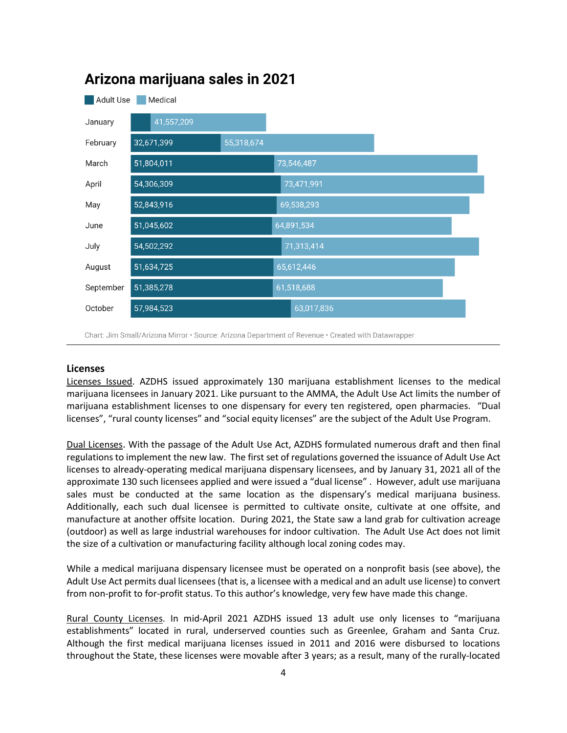## Arizona marijuana sales in 2021

| Month | Adult Use | Medical |
|---|---|---|
| January | | 41,557,209 |
| February | 32,671,399 | 55,318,674 |
| March | 51,804,011 | 73,546,487 |
| April | 54,306,309 | 73,471,991 |
| May | 52,843,916 | 69,538,293 |
| June | 51,045,602 | 64,891,534 |
| July | 54,502,292 | 71,313,414 |
| August | 51,634,725 | 65,612,446 |
| September | 51,385,278 | 61,518,688 |
| October | 57,984,523 | 63,017,836 |

Chart: Jim Small/Arizona Mirror • Source: Arizona Department of Revenue • Created with Datawrapper

### Licenses

Licenses Issued. AZDHS issued approximately 130 marijuana establishment licenses to the medical marijuana licensees in January 2021. Like pursuant to the AMMA, the Adult Use Act limits the number of marijuana establishment licenses to one dispensary for every ten registered, open pharmacies. "Dual licenses", "rural county licenses" and "social equity licenses" are the subject of the Adult Use Program.

Dual Licenses. With the passage of the Adult Use Act, AZDHS formulated numerous draft and then final regulations to implement the new law. The first set of regulations governed the issuance of Adult Use Act licenses to already-operating medical marijuana dispensary licensees, and by January 31, 2021 all of the approximate 130 such licensees applied and were issued a "dual license" . However, adult use marijuana sales must be conducted at the same location as the dispensary's medical marijuana business. Additionally, each such dual licensee is permitted to cultivate onsite, cultivate at one offsite, and manufacture at another offsite location. During 2021, the State saw a land grab for cultivation acreage (outdoor) as well as large industrial warehouses for indoor cultivation. The Adult Use Act does not limit the size of a cultivation or manufacturing facility although local zoning codes may.

While a medical marijuana dispensary licensee must be operated on a nonprofit basis (see above), the Adult Use Act permits dual licensees (that is, a licensee with a medical and an adult use license) to convert from non-profit to for-profit status. To this author's knowledge, very few have made this change.

Rural County Licenses. In mid-April 2021 AZDHS issued 13 adult use only licenses to "marijuana establishments" located in rural, underserved counties such as Greenlee, Graham and Santa Cruz. Although the first medical marijuana licenses issued in 2011 and 2016 were disbursed to locations throughout the State, these licenses were movable after 3 years; as a result, many of the rurally-located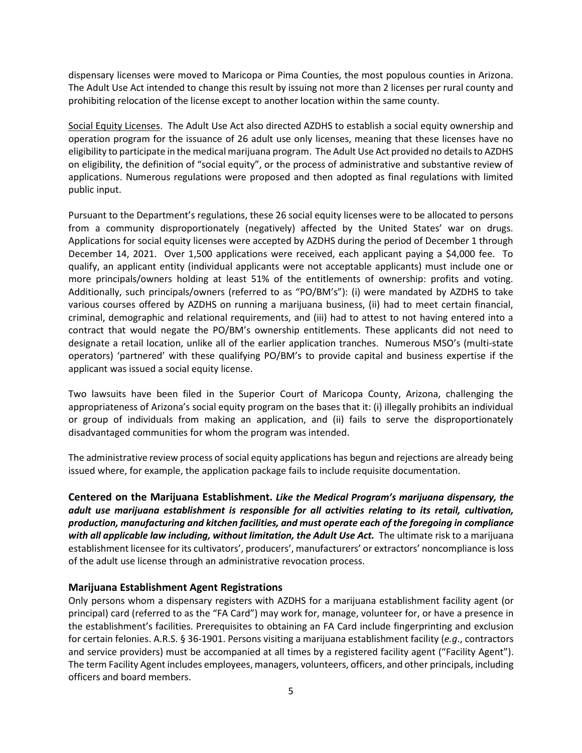dispensary licenses were moved to Maricopa or Pima Counties, the most populous counties in Arizona. The Adult Use Act intended to change this result by issuing not more than 2 licenses per rural county and prohibiting relocation of the license except to another location within the same county.

Social Equity Licenses. The Adult Use Act also directed AZDHS to establish a social equity ownership and operation program for the issuance of 26 adult use only licenses, meaning that these licenses have no eligibility to participate in the medical marijuana program. The Adult Use Act provided no details to AZDHS on eligibility, the definition of "social equity", or the process of administrative and substantive review of applications. Numerous regulations were proposed and then adopted as final regulations with limited public input.

Pursuant to the Department's regulations, these 26 social equity licenses were to be allocated to persons from a community disproportionately (negatively) affected by the United States' war on drugs. Applications for social equity licenses were accepted by AZDHS during the period of December 1 through December 14, 2021. Over 1,500 applications were received, each applicant paying a $4,000 fee. To qualify, an applicant entity (individual applicants were not acceptable applicants) must include one or more principals/owners holding at least 51% of the entitlements of ownership: profits and voting. Additionally, such principals/owners (referred to as "PO/BM's"): (i) were mandated by AZDHS to take various courses offered by AZDHS on running a marijuana business, (ii) had to meet certain financial, criminal, demographic and relational requirements, and (iii) had to attest to not having entered into a contract that would negate the PO/BM's ownership entitlements. These applicants did not need to designate a retail location, unlike all of the earlier application tranches. Numerous MSO's (multi-state operators) 'partnered' with these qualifying PO/BM's to provide capital and business expertise if the applicant was issued a social equity license.

Two lawsuits have been filed in the Superior Court of Maricopa County, Arizona, challenging the appropriateness of Arizona's social equity program on the bases that it: (i) illegally prohibits an individual or group of individuals from making an application, and (ii) fails to serve the disproportionately disadvantaged communities for whom the program was intended.

The administrative review process of social equity applications has begun and rejections are already being issued where, for example, the application package fails to include requisite documentation.

**Centered on the Marijuana Establishment.** ***Like the Medical Program's marijuana dispensary, the adult use marijuana establishment is responsible for all activities relating to its retail, cultivation, production, manufacturing and kitchen facilities, and must operate each of the foregoing in compliance with all applicable law including, without limitation, the Adult Use Act.*** The ultimate risk to a marijuana establishment licensee for its cultivators', producers', manufacturers' or extractors' noncompliance is loss of the adult use license through an administrative revocation process.

### Marijuana Establishment Agent Registrations

Only persons whom a dispensary registers with AZDHS for a marijuana establishment facility agent (or principal) card (referred to as the "FA Card") may work for, manage, volunteer for, or have a presence in the establishment's facilities. Prerequisites to obtaining an FA Card include fingerprinting and exclusion for certain felonies. A.R.S. § 36-1901. Persons visiting a marijuana establishment facility (*e.g.*, contractors and service providers) must be accompanied at all times by a registered facility agent ("Facility Agent"). The term Facility Agent includes employees, managers, volunteers, officers, and other principals, including officers and board members.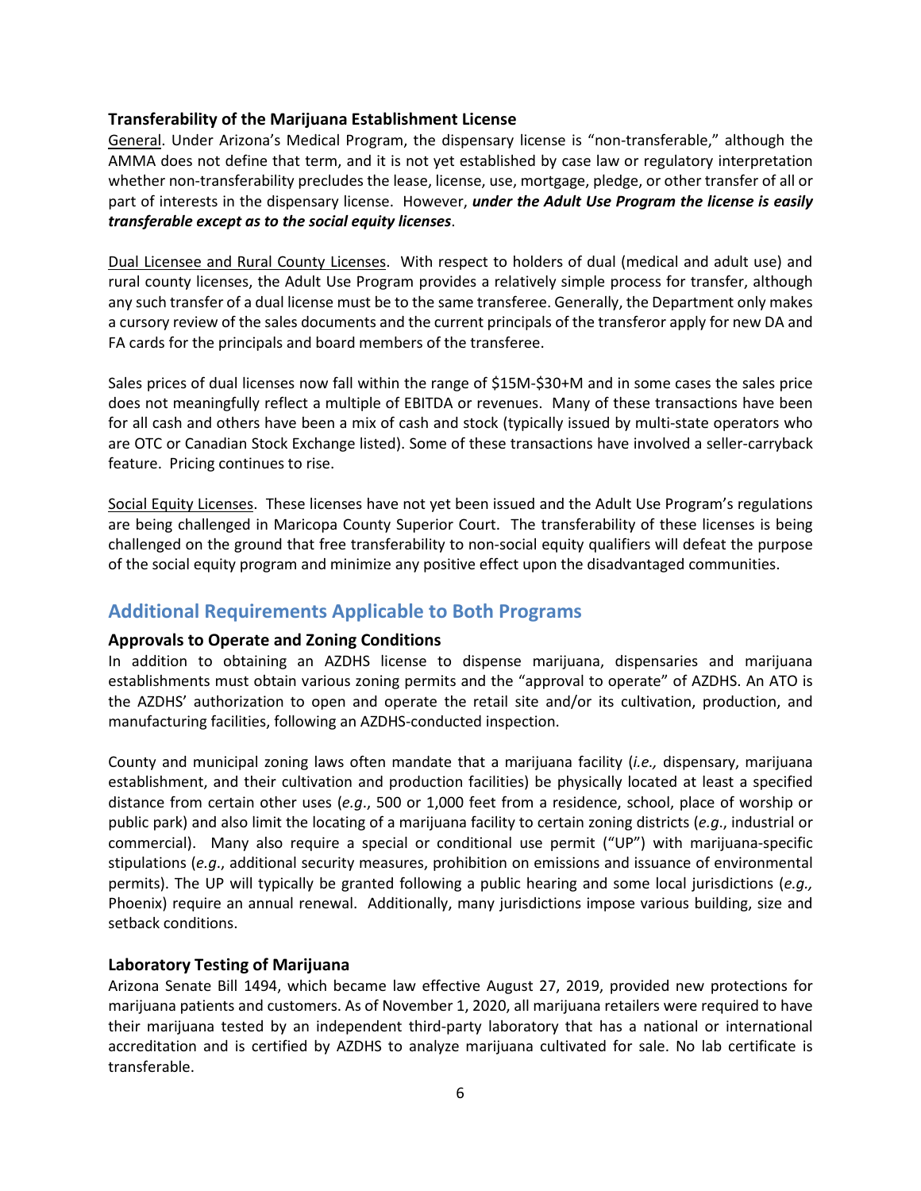### Transferability of the Marijuana Establishment License

<u>General</u>. Under Arizona's Medical Program, the dispensary license is "non-transferable," although the AMMA does not define that term, and it is not yet established by case law or regulatory interpretation whether non-transferability precludes the lease, license, use, mortgage, pledge, or other transfer of all or part of interests in the dispensary license. However, ***under the Adult Use Program the license is easily transferable except as to the social equity licenses***.

<u>Dual Licensee and Rural County Licenses</u>. With respect to holders of dual (medical and adult use) and rural county licenses, the Adult Use Program provides a relatively simple process for transfer, although any such transfer of a dual license must be to the same transferee. Generally, the Department only makes a cursory review of the sales documents and the current principals of the transferor apply for new DA and FA cards for the principals and board members of the transferee.

Sales prices of dual licenses now fall within the range of $15M-$30+M and in some cases the sales price does not meaningfully reflect a multiple of EBITDA or revenues. Many of these transactions have been for all cash and others have been a mix of cash and stock (typically issued by multi-state operators who are OTC or Canadian Stock Exchange listed). Some of these transactions have involved a seller-carryback feature. Pricing continues to rise.

<u>Social Equity Licenses</u>. These licenses have not yet been issued and the Adult Use Program's regulations are being challenged in Maricopa County Superior Court. The transferability of these licenses is being challenged on the ground that free transferability to non-social equity qualifiers will defeat the purpose of the social equity program and minimize any positive effect upon the disadvantaged communities.

## Additional Requirements Applicable to Both Programs

### Approvals to Operate and Zoning Conditions

In addition to obtaining an AZDHS license to dispense marijuana, dispensaries and marijuana establishments must obtain various zoning permits and the "approval to operate" of AZDHS. An ATO is the AZDHS' authorization to open and operate the retail site and/or its cultivation, production, and manufacturing facilities, following an AZDHS-conducted inspection.

County and municipal zoning laws often mandate that a marijuana facility (*i.e.,* dispensary, marijuana establishment, and their cultivation and production facilities) be physically located at least a specified distance from certain other uses (*e.g*., 500 or 1,000 feet from a residence, school, place of worship or public park) and also limit the locating of a marijuana facility to certain zoning districts (*e.g*., industrial or commercial). Many also require a special or conditional use permit ("UP") with marijuana-specific stipulations (*e.g*., additional security measures, prohibition on emissions and issuance of environmental permits). The UP will typically be granted following a public hearing and some local jurisdictions (*e.g.,* Phoenix) require an annual renewal. Additionally, many jurisdictions impose various building, size and setback conditions.

### Laboratory Testing of Marijuana

Arizona Senate Bill 1494, which became law effective August 27, 2019, provided new protections for marijuana patients and customers. As of November 1, 2020, all marijuana retailers were required to have their marijuana tested by an independent third-party laboratory that has a national or international accreditation and is certified by AZDHS to analyze marijuana cultivated for sale. No lab certificate is transferable.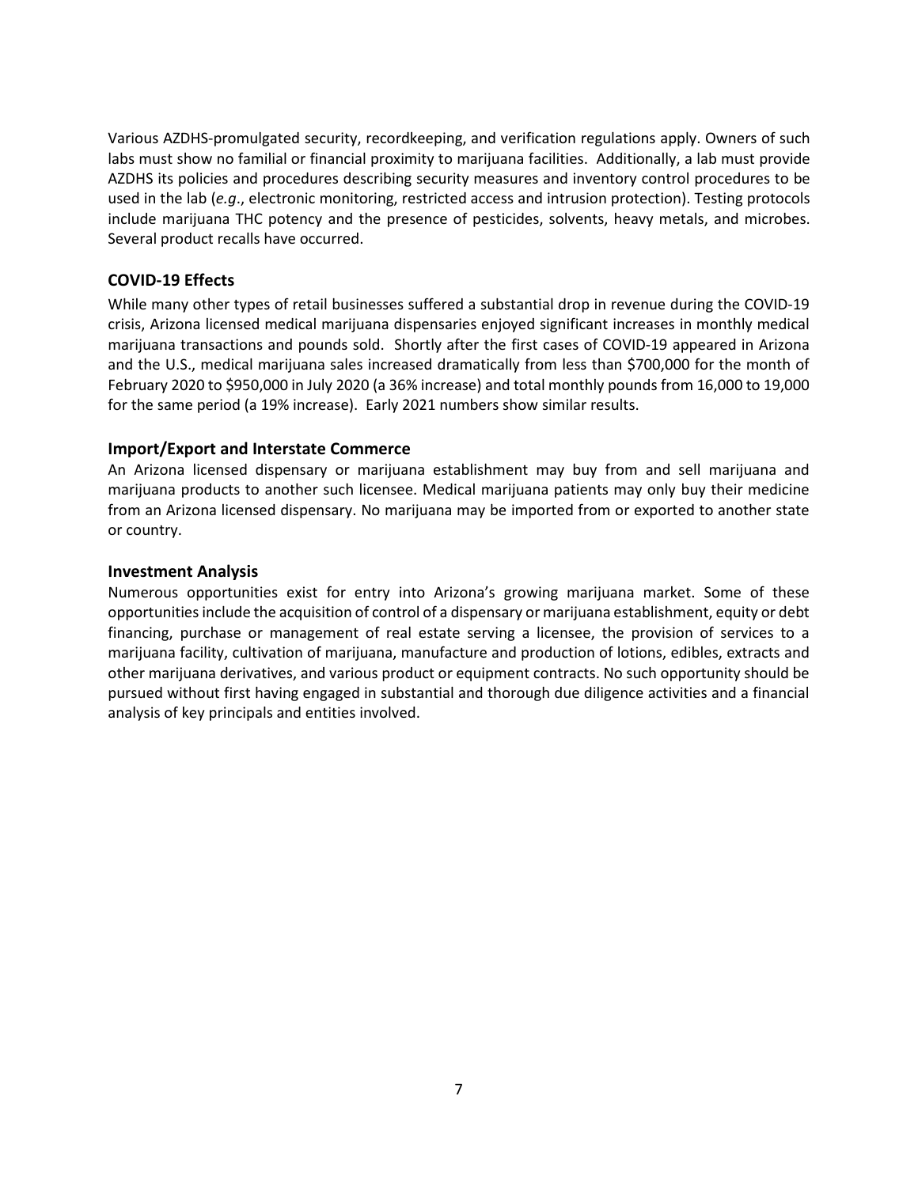Various AZDHS-promulgated security, recordkeeping, and verification regulations apply. Owners of such labs must show no familial or financial proximity to marijuana facilities. Additionally, a lab must provide AZDHS its policies and procedures describing security measures and inventory control procedures to be used in the lab (*e.g*., electronic monitoring, restricted access and intrusion protection). Testing protocols include marijuana THC potency and the presence of pesticides, solvents, heavy metals, and microbes. Several product recalls have occurred.

### COVID-19 Effects

While many other types of retail businesses suffered a substantial drop in revenue during the COVID-19 crisis, Arizona licensed medical marijuana dispensaries enjoyed significant increases in monthly medical marijuana transactions and pounds sold. Shortly after the first cases of COVID-19 appeared in Arizona and the U.S., medical marijuana sales increased dramatically from less than $700,000 for the month of February 2020 to $950,000 in July 2020 (a 36% increase) and total monthly pounds from 16,000 to 19,000 for the same period (a 19% increase). Early 2021 numbers show similar results.

### Import/Export and Interstate Commerce

An Arizona licensed dispensary or marijuana establishment may buy from and sell marijuana and marijuana products to another such licensee. Medical marijuana patients may only buy their medicine from an Arizona licensed dispensary. No marijuana may be imported from or exported to another state or country.

### Investment Analysis

Numerous opportunities exist for entry into Arizona's growing marijuana market. Some of these opportunities include the acquisition of control of a dispensary or marijuana establishment, equity or debt financing, purchase or management of real estate serving a licensee, the provision of services to a marijuana facility, cultivation of marijuana, manufacture and production of lotions, edibles, extracts and other marijuana derivatives, and various product or equipment contracts. No such opportunity should be pursued without first having engaged in substantial and thorough due diligence activities and a financial analysis of key principals and entities involved.